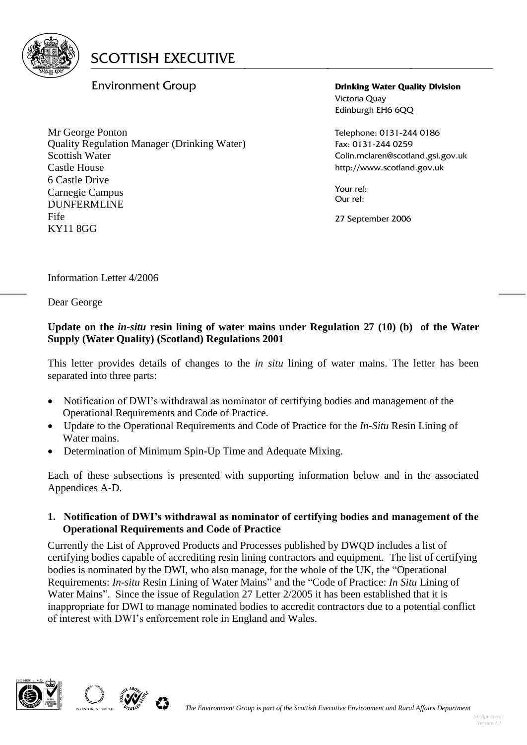# SCOTTISH EXECUTIVE

Environment Group

**Drinking Water Quality Division**
Victoria Quay
Edinburgh EH6 6QQ

Telephone: 0131-244 0186
Fax: 0131-244 0259
Colin.mclaren@scotland.gsi.gov.uk
http://www.scotland.gov.uk

Your ref:
Our ref:

27 September 2006

Mr George Ponton
Quality Regulation Manager (Drinking Water)
Scottish Water
Castle House
6 Castle Drive
Carnegie Campus
DUNFERMLINE
Fife
KY11 8GG

Information Letter 4/2006

Dear George

**Update on the *in-situ* resin lining of water mains under Regulation 27 (10) (b) of the Water Supply (Water Quality) (Scotland) Regulations 2001**

This letter provides details of changes to the *in situ* lining of water mains. The letter has been separated into three parts:

- Notification of DWI's withdrawal as nominator of certifying bodies and management of the Operational Requirements and Code of Practice.
- Update to the Operational Requirements and Code of Practice for the *In-Situ* Resin Lining of Water mains.
- Determination of Minimum Spin-Up Time and Adequate Mixing.

Each of these subsections is presented with supporting information below and in the associated Appendices A-D.

## 1. Notification of DWI's withdrawal as nominator of certifying bodies and management of the Operational Requirements and Code of Practice

Currently the List of Approved Products and Processes published by DWQD includes a list of certifying bodies capable of accrediting resin lining contractors and equipment. The list of certifying bodies is nominated by the DWI, who also manage, for the whole of the UK, the "Operational Requirements: *In-situ* Resin Lining of Water Mains" and the "Code of Practice: *In Situ* Lining of Water Mains". Since the issue of Regulation 27 Letter 2/2005 it has been established that it is inappropriate for DWI to manage nominated bodies to accredit contractors due to a potential conflict of interest with DWI's enforcement role in England and Wales.

*The Environment Group is part of the Scottish Executive Environment and Rural Affairs Department*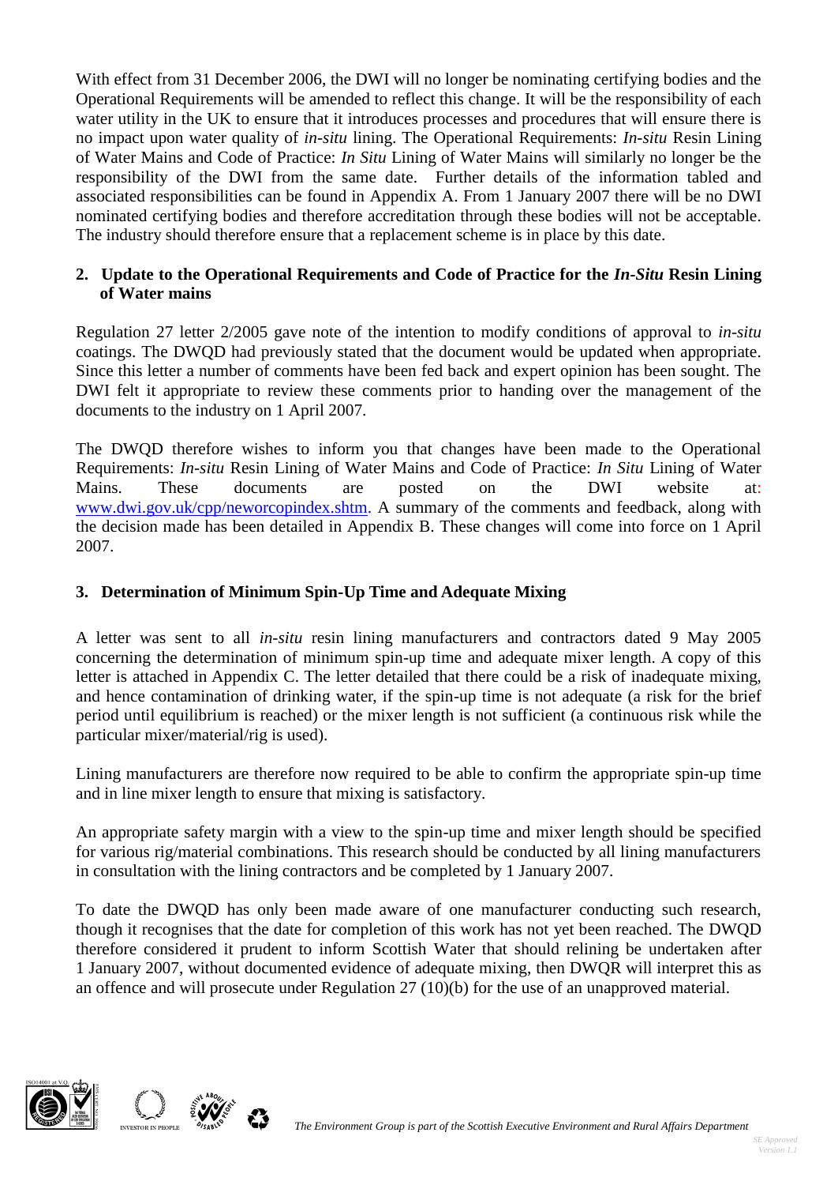With effect from 31 December 2006, the DWI will no longer be nominating certifying bodies and the Operational Requirements will be amended to reflect this change. It will be the responsibility of each water utility in the UK to ensure that it introduces processes and procedures that will ensure there is no impact upon water quality of *in-situ* lining. The Operational Requirements: *In-situ* Resin Lining of Water Mains and Code of Practice: *In Situ* Lining of Water Mains will similarly no longer be the responsibility of the DWI from the same date. Further details of the information tabled and associated responsibilities can be found in Appendix A. From 1 January 2007 there will be no DWI nominated certifying bodies and therefore accreditation through these bodies will not be acceptable. The industry should therefore ensure that a replacement scheme is in place by this date.

## 2. Update to the Operational Requirements and Code of Practice for the *In-Situ* Resin Lining of Water mains

Regulation 27 letter 2/2005 gave note of the intention to modify conditions of approval to *in-situ* coatings. The DWQD had previously stated that the document would be updated when appropriate. Since this letter a number of comments have been fed back and expert opinion has been sought. The DWI felt it appropriate to review these comments prior to handing over the management of the documents to the industry on 1 April 2007.

The DWQD therefore wishes to inform you that changes have been made to the Operational Requirements: *In-situ* Resin Lining of Water Mains and Code of Practice: *In Situ* Lining of Water Mains. These documents are posted on the DWI website at: www.dwi.gov.uk/cpp/neworcopindex.shtm. A summary of the comments and feedback, along with the decision made has been detailed in Appendix B. These changes will come into force on 1 April 2007.

## 3. Determination of Minimum Spin-Up Time and Adequate Mixing

A letter was sent to all *in-situ* resin lining manufacturers and contractors dated 9 May 2005 concerning the determination of minimum spin-up time and adequate mixer length. A copy of this letter is attached in Appendix C. The letter detailed that there could be a risk of inadequate mixing, and hence contamination of drinking water, if the spin-up time is not adequate (a risk for the brief period until equilibrium is reached) or the mixer length is not sufficient (a continuous risk while the particular mixer/material/rig is used).

Lining manufacturers are therefore now required to be able to confirm the appropriate spin-up time and in line mixer length to ensure that mixing is satisfactory.

An appropriate safety margin with a view to the spin-up time and mixer length should be specified for various rig/material combinations. This research should be conducted by all lining manufacturers in consultation with the lining contractors and be completed by 1 January 2007.

To date the DWQD has only been made aware of one manufacturer conducting such research, though it recognises that the date for completion of this work has not yet been reached. The DWQD therefore considered it prudent to inform Scottish Water that should relining be undertaken after 1 January 2007, without documented evidence of adequate mixing, then DWQR will interpret this as an offence and will prosecute under Regulation 27 (10)(b) for the use of an unapproved material.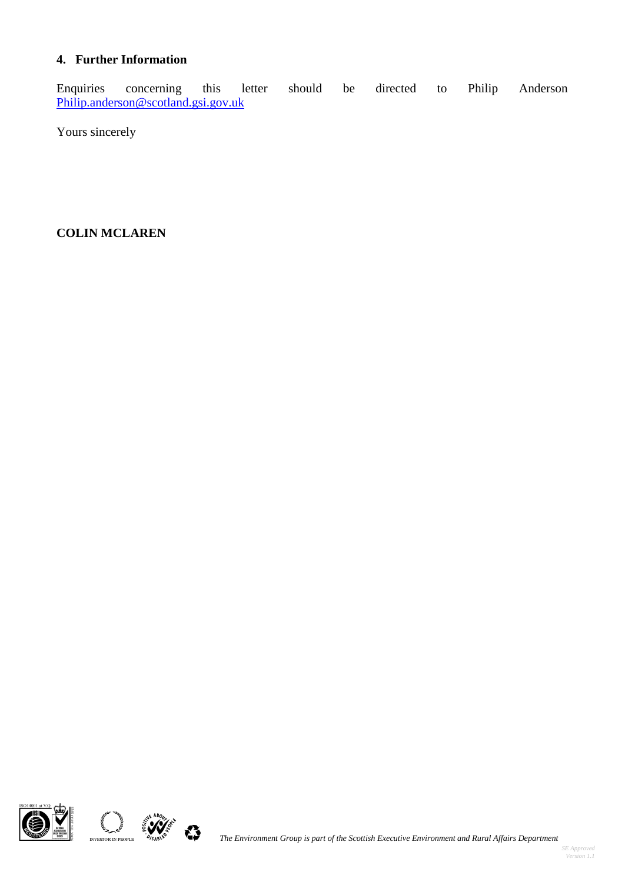## 4. Further Information

Enquiries concerning this letter should be directed to Philip Anderson Philip.anderson@scotland.gsi.gov.uk

Yours sincerely

**COLIN MCLAREN**

*The Environment Group is part of the Scottish Executive Environment and Rural Affairs Department*